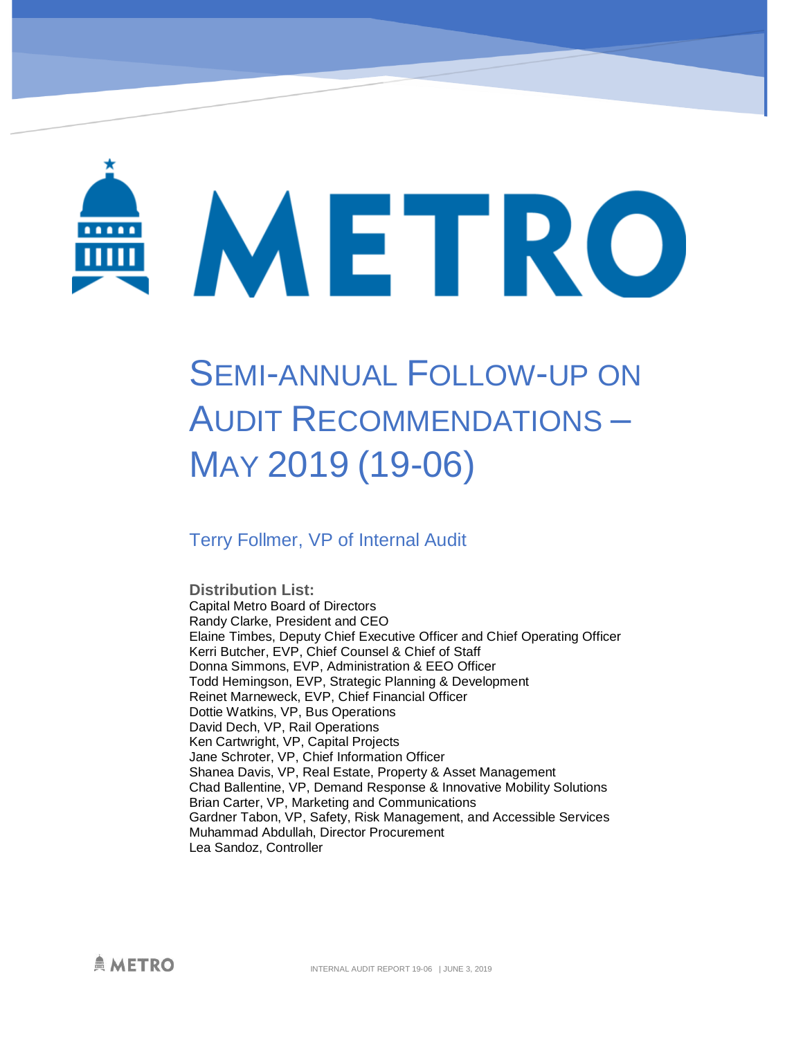# Semi-annual Follow-up on Audit Recommendations – May 2019 (19-06)

Terry Follmer, VP of Internal Audit

**Distribution List:**

Capital Metro Board of Directors
Randy Clarke, President and CEO
Elaine Timbes, Deputy Chief Executive Officer and Chief Operating Officer
Kerri Butcher, EVP, Chief Counsel & Chief of Staff
Donna Simmons, EVP, Administration & EEO Officer
Todd Hemingson, EVP, Strategic Planning & Development
Reinet Marneweck, EVP, Chief Financial Officer
Dottie Watkins, VP, Bus Operations
David Dech, VP, Rail Operations
Ken Cartwright, VP, Capital Projects
Jane Schroter, VP, Chief Information Officer
Shanea Davis, VP, Real Estate, Property & Asset Management
Chad Ballentine, VP, Demand Response & Innovative Mobility Solutions
Brian Carter, VP, Marketing and Communications
Gardner Tabon, VP, Safety, Risk Management, and Accessible Services
Muhammad Abdullah, Director Procurement
Lea Sandoz, Controller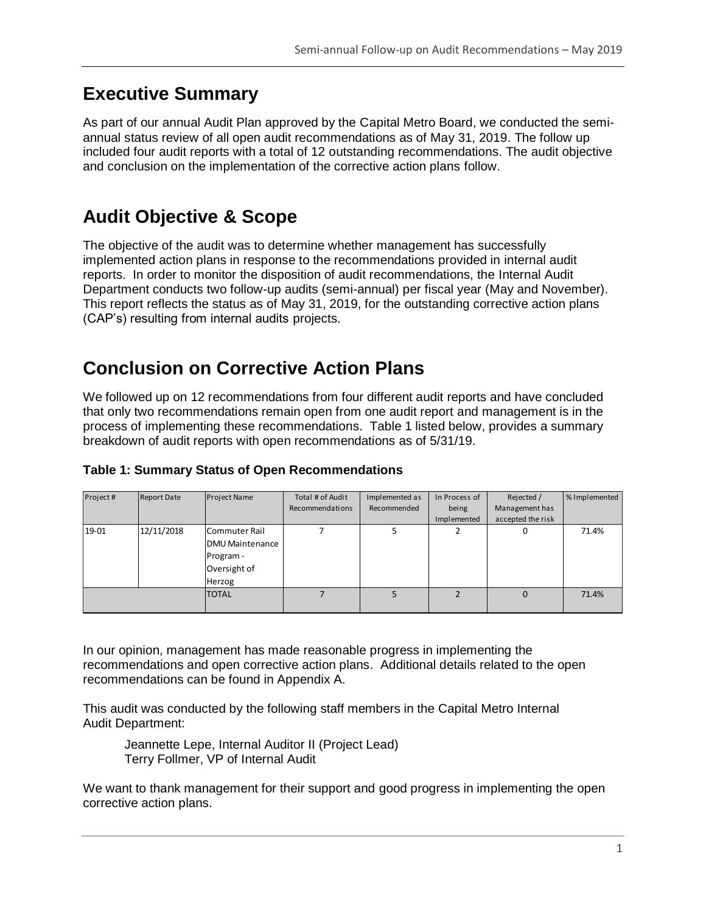# Executive Summary

As part of our annual Audit Plan approved by the Capital Metro Board, we conducted the semi-annual status review of all open audit recommendations as of May 31, 2019. The follow up included four audit reports with a total of 12 outstanding recommendations. The audit objective and conclusion on the implementation of the corrective action plans follow.

# Audit Objective & Scope

The objective of the audit was to determine whether management has successfully implemented action plans in response to the recommendations provided in internal audit reports. In order to monitor the disposition of audit recommendations, the Internal Audit Department conducts two follow-up audits (semi-annual) per fiscal year (May and November). This report reflects the status as of May 31, 2019, for the outstanding corrective action plans (CAP's) resulting from internal audits projects.

# Conclusion on Corrective Action Plans

We followed up on 12 recommendations from four different audit reports and have concluded that only two recommendations remain open from one audit report and management is in the process of implementing these recommendations. Table 1 listed below, provides a summary breakdown of audit reports with open recommendations as of 5/31/19.

**Table 1: Summary Status of Open Recommendations**

| Project # | Report Date | Project Name | Total # of Audit Recommendations | Implemented as Recommended | In Process of being Implemented | Rejected / Management has accepted the risk | % Implemented |
|---|---|---|---|---|---|---|---|
| 19-01 | 12/11/2018 | Commuter Rail DMU Maintenance Program - Oversight of Herzog | 7 | 5 | 2 | 0 | 71.4% |
| | | TOTAL | 7 | 5 | 2 | 0 | 71.4% |

In our opinion, management has made reasonable progress in implementing the recommendations and open corrective action plans. Additional details related to the open recommendations can be found in Appendix A.

This audit was conducted by the following staff members in the Capital Metro Internal Audit Department:

Jeannette Lepe, Internal Auditor II (Project Lead)
Terry Follmer, VP of Internal Audit

We want to thank management for their support and good progress in implementing the open corrective action plans.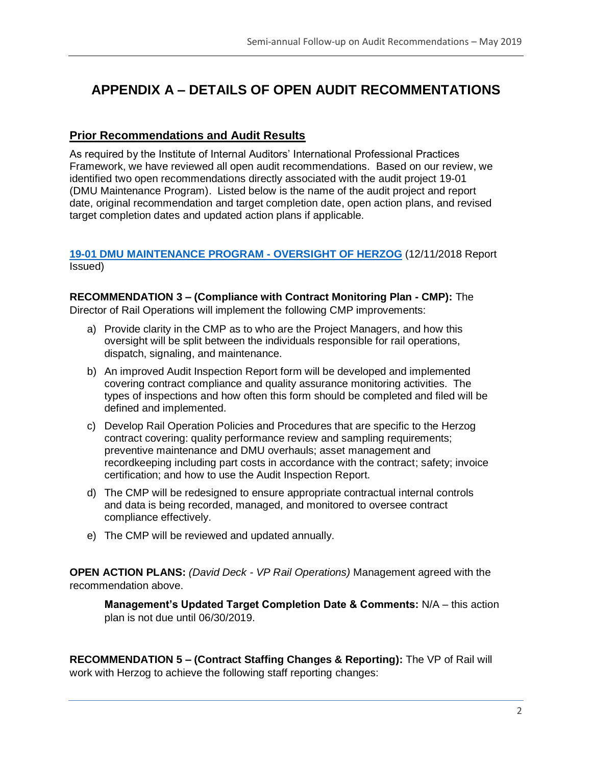# APPENDIX A – DETAILS OF OPEN AUDIT RECOMMENDATIONS

## Prior Recommendations and Audit Results

As required by the Institute of Internal Auditors' International Professional Practices Framework, we have reviewed all open audit recommendations. Based on our review, we identified two open recommendations directly associated with the audit project 19-01 (DMU Maintenance Program). Listed below is the name of the audit project and report date, original recommendation and target completion date, open action plans, and revised target completion dates and updated action plans if applicable.

**19-01 DMU MAINTENANCE PROGRAM - OVERSIGHT OF HERZOG** (12/11/2018 Report Issued)

**RECOMMENDATION 3 – (Compliance with Contract Monitoring Plan - CMP):** The Director of Rail Operations will implement the following CMP improvements:

a) Provide clarity in the CMP as to who are the Project Managers, and how this oversight will be split between the individuals responsible for rail operations, dispatch, signaling, and maintenance.

b) An improved Audit Inspection Report form will be developed and implemented covering contract compliance and quality assurance monitoring activities. The types of inspections and how often this form should be completed and filed will be defined and implemented.

c) Develop Rail Operation Policies and Procedures that are specific to the Herzog contract covering: quality performance review and sampling requirements; preventive maintenance and DMU overhauls; asset management and recordkeeping including part costs in accordance with the contract; safety; invoice certification; and how to use the Audit Inspection Report.

d) The CMP will be redesigned to ensure appropriate contractual internal controls and data is being recorded, managed, and monitored to oversee contract compliance effectively.

e) The CMP will be reviewed and updated annually.

**OPEN ACTION PLANS:** *(David Deck - VP Rail Operations)* Management agreed with the recommendation above.

> **Management's Updated Target Completion Date & Comments:** N/A – this action plan is not due until 06/30/2019.

**RECOMMENDATION 5 – (Contract Staffing Changes & Reporting):** The VP of Rail will work with Herzog to achieve the following staff reporting changes: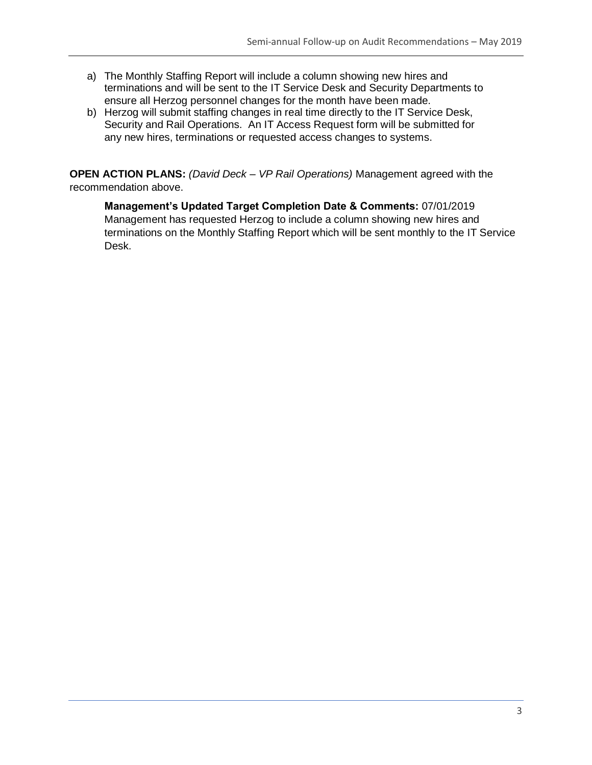a) The Monthly Staffing Report will include a column showing new hires and terminations and will be sent to the IT Service Desk and Security Departments to ensure all Herzog personnel changes for the month have been made.
b) Herzog will submit staffing changes in real time directly to the IT Service Desk, Security and Rail Operations. An IT Access Request form will be submitted for any new hires, terminations or requested access changes to systems.

**OPEN ACTION PLANS:** *(David Deck – VP Rail Operations)* Management agreed with the recommendation above.

> **Management's Updated Target Completion Date & Comments:** 07/01/2019
> Management has requested Herzog to include a column showing new hires and terminations on the Monthly Staffing Report which will be sent monthly to the IT Service Desk.